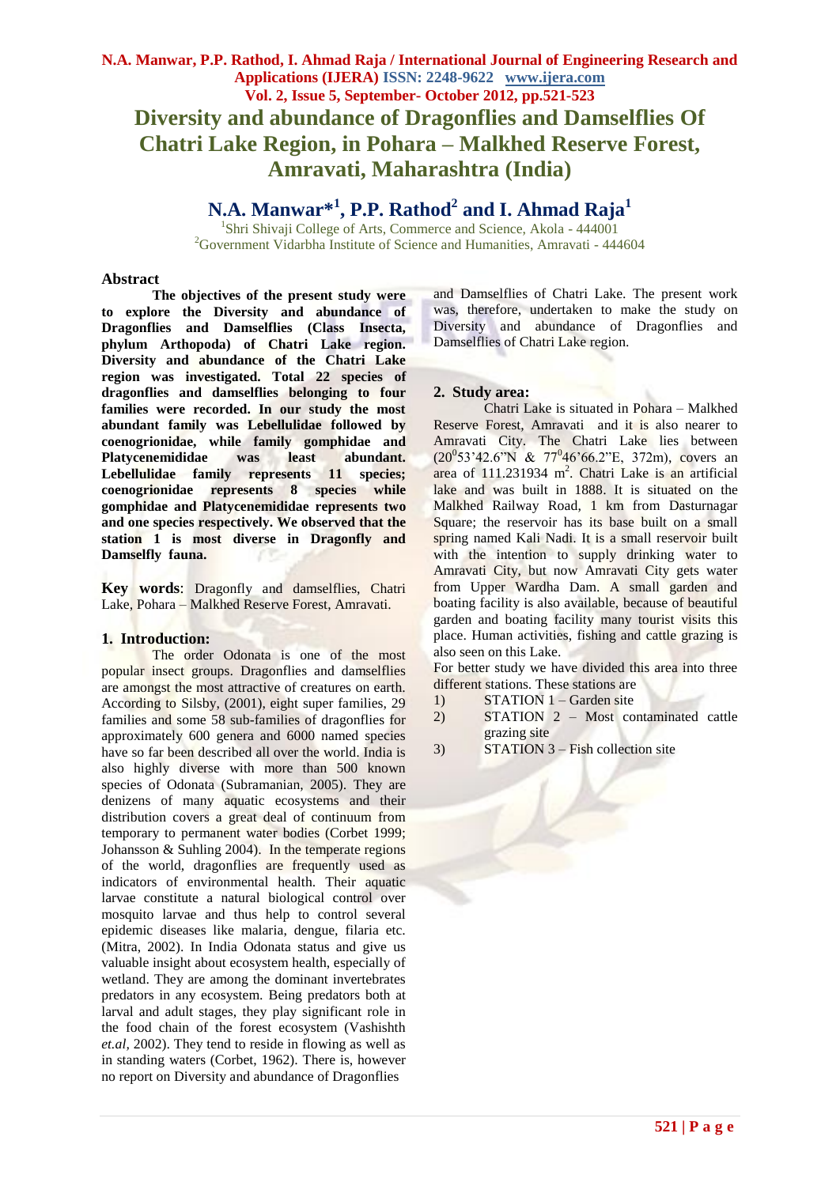# Diversity and abundance of Dragonflies and Damselflies Of Chatri Lake Region, in Pohara – Malkhed Reserve Forest, Amravati, Maharashtra (India)

## N.A. Manwar*[1], P.P. Rathod[2] and I. Ahmad Raja[1]

[1]Shri Shivaji College of Arts, Commerce and Science, Akola - 444001
[2]Government Vidarbha Institute of Science and Humanities, Amravati - 444604

## Abstract

**The objectives of the present study were to explore the Diversity and abundance of Dragonflies and Damselflies (Class Insecta, phylum Arthopoda) of Chatri Lake region. Diversity and abundance of the Chatri Lake region was investigated. Total 22 species of dragonflies and damselflies belonging to four families were recorded. In our study the most abundant family was Lebellulidae followed by coenogrionidae, while family gomphidae and Platycenemididae was least abundant. Lebellulidae family represents 11 species; coenogrionidae represents 8 species while gomphidae and Platycenemididae represents two and one species respectively. We observed that the station 1 is most diverse in Dragonfly and Damselfly fauna.**

**Key words**: Dragonfly and damselflies, Chatri Lake, Pohara – Malkhed Reserve Forest, Amravati.

## 1. Introduction:

The order Odonata is one of the most popular insect groups. Dragonflies and damselflies are amongst the most attractive of creatures on earth. According to Silsby, (2001), eight super families, 29 families and some 58 sub-families of dragonflies for approximately 600 genera and 6000 named species have so far been described all over the world. India is also highly diverse with more than 500 known species of Odonata (Subramanian, 2005). They are denizens of many aquatic ecosystems and their distribution covers a great deal of continuum from temporary to permanent water bodies (Corbet 1999; Johansson & Suhling 2004). In the temperate regions of the world, dragonflies are frequently used as indicators of environmental health. Their aquatic larvae constitute a natural biological control over mosquito larvae and thus help to control several epidemic diseases like malaria, dengue, filaria etc. (Mitra, 2002). In India Odonata status and give us valuable insight about ecosystem health, especially of wetland. They are among the dominant invertebrates predators in any ecosystem. Being predators both at larval and adult stages, they play significant role in the food chain of the forest ecosystem (Vashishth *et.al,* 2002). They tend to reside in flowing as well as in standing waters (Corbet, 1962). There is, however no report on Diversity and abundance of Dragonflies and Damselflies of Chatri Lake. The present work was, therefore, undertaken to make the study on Diversity and abundance of Dragonflies and Damselflies of Chatri Lake region.

## 2. Study area:

Chatri Lake is situated in Pohara – Malkhed Reserve Forest, Amravati and it is also nearer to Amravati City. The Chatri Lake lies between ($20^0$53'42.6"N & $77^0$46'66.2"E, 372m), covers an area of 111.231934 $m^2$. Chatri Lake is an artificial lake and was built in 1888. It is situated on the Malkhed Railway Road, 1 km from Dasturnagar Square; the reservoir has its base built on a small spring named Kali Nadi. It is a small reservoir built with the intention to supply drinking water to Amravati City, but now Amravati City gets water from Upper Wardha Dam. A small garden and boating facility is also available, because of beautiful garden and boating facility many tourist visits this place. Human activities, fishing and cattle grazing is also seen on this Lake.

For better study we have divided this area into three different stations. These stations are

1) STATION 1 – Garden site
2) STATION 2 – Most contaminated cattle grazing site
3) STATION 3 – Fish collection site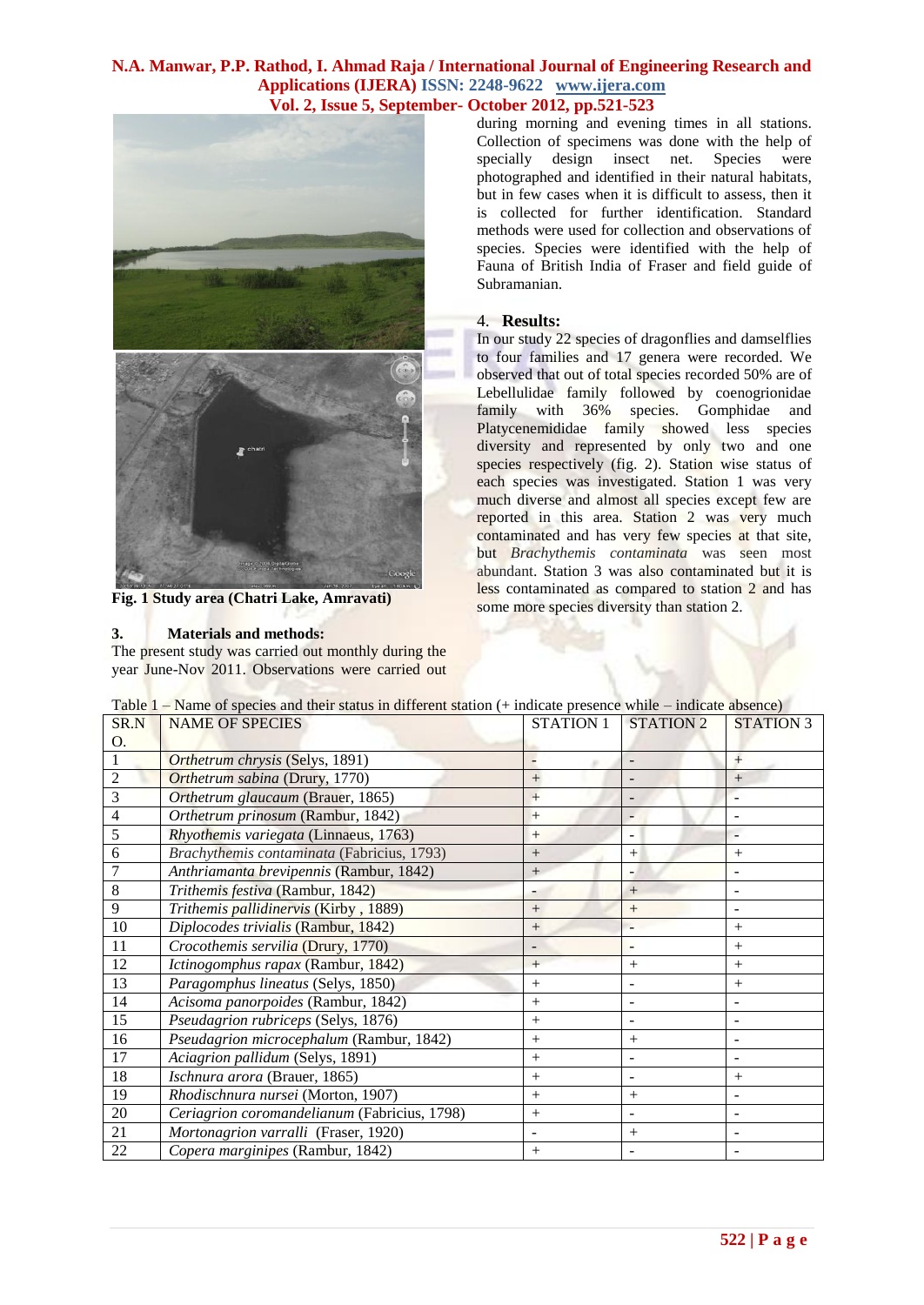Fig. 1 Study area (Chatri Lake, Amravati)

### 3. Materials and methods:

The present study was carried out monthly during the year June-Nov 2011. Observations were carried out during morning and evening times in all stations. Collection of specimens was done with the help of specially design insect net. Species were photographed and identified in their natural habitats, but in few cases when it is difficult to assess, then it is collected for further identification. Standard methods were used for collection and observations of species. Species were identified with the help of Fauna of British India of Fraser and field guide of Subramanian.

### 4. Results:

In our study 22 species of dragonflies and damselflies to four families and 17 genera were recorded. We observed that out of total species recorded 50% are of Lebellulidae family followed by coenogrionidae family with 36% species. Gomphidae and Platycenemididae family showed less species diversity and represented by only two and one species respectively (fig. 2). Station wise status of each species was investigated. Station 1 was very much diverse and almost all species except few are reported in this area. Station 2 was very much contaminated and has very few species at that site, but *Brachythemis contaminata* was seen most abundant. Station 3 was also contaminated but it is less contaminated as compared to station 2 and has some more species diversity than station 2.

Table 1 – Name of species and their status in different station (+ indicate presence while – indicate absence)

| SR.NO. | NAME OF SPECIES | STATION 1 | STATION 2 | STATION 3 |
|---|---|---|---|---|
| 1 | *Orthetrum chrysis* (Selys, 1891) | - | - | + |
| 2 | *Orthetrum sabina* (Drury, 1770) | + | - | + |
| 3 | *Orthetrum glaucaum* (Brauer, 1865) | + | - | - |
| 4 | *Orthetrum prinosum* (Rambur, 1842) | + | - | - |
| 5 | *Rhyothemis variegata* (Linnaeus, 1763) | + | - | - |
| 6 | *Brachythemis contaminata* (Fabricius, 1793) | + | + | + |
| 7 | *Anthriamanta brevipennis* (Rambur, 1842) | + | - | - |
| 8 | *Trithemis festiva* (Rambur, 1842) | - | + | - |
| 9 | *Trithemis pallidinervis* (Kirby , 1889) | + | + | - |
| 10 | *Diplocodes trivialis* (Rambur, 1842) | + | - | + |
| 11 | *Crocothemis servilia* (Drury, 1770) | - | - | + |
| 12 | *Ictinogomphus rapax* (Rambur, 1842) | + | + | + |
| 13 | *Paragomphus lineatus* (Selys, 1850) | + | - | + |
| 14 | *Acisoma panorpoides* (Rambur, 1842) | + | - | - |
| 15 | *Pseudagrion rubriceps* (Selys, 1876) | + | - | - |
| 16 | *Pseudagrion microcephalum* (Rambur, 1842) | + | + | - |
| 17 | *Aciagrion pallidum* (Selys, 1891) | + | - | - |
| 18 | *Ischnura arora* (Brauer, 1865) | + | - | + |
| 19 | *Rhodischnura nursei* (Morton, 1907) | + | + | - |
| 20 | *Ceriagrion coromandelianum* (Fabricius, 1798) | + | - | - |
| 21 | *Mortonagrion varralli* (Fraser, 1920) | - | + | - |
| 22 | *Copera marginipes* (Rambur, 1842) | + | - | - |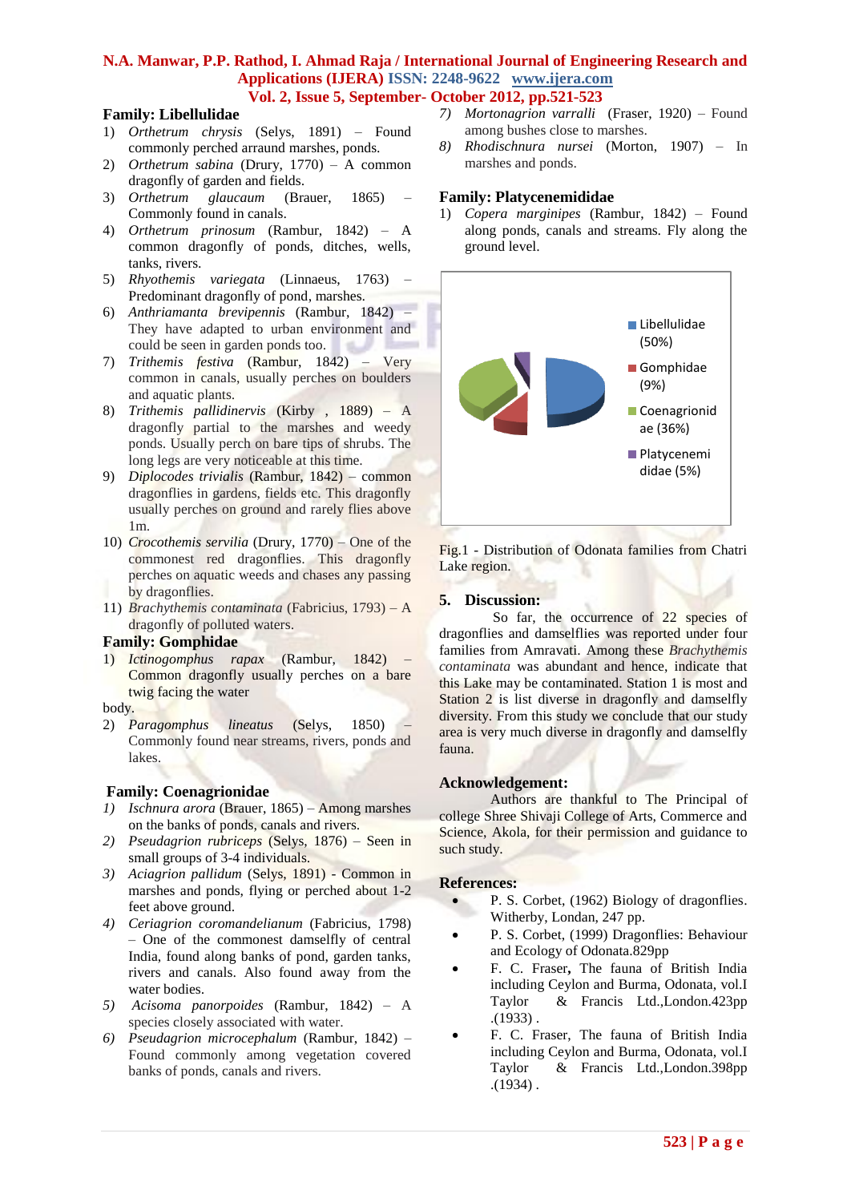**Family: Libellulidae**

1) *Orthetrum chrysis* (Selys, 1891) – Found commonly perched arraund marshes, ponds.
2) *Orthetrum sabina* (Drury, 1770) – A common dragonfly of garden and fields.
3) *Orthetrum glaucaum* (Brauer, 1865) – Commonly found in canals.
4) *Orthetrum prinosum* (Rambur, 1842) – A common dragonfly of ponds, ditches, wells, tanks, rivers.
5) *Rhyothemis variegata* (Linnaeus, 1763) – Predominant dragonfly of pond, marshes.
6) *Anthriamanta brevipennis* (Rambur, 1842) – They have adapted to urban environment and could be seen in garden ponds too.
7) *Trithemis festiva* (Rambur, 1842) – Very common in canals, usually perches on boulders and aquatic plants.
8) *Trithemis pallidinervis* (Kirby , 1889) – A dragonfly partial to the marshes and weedy ponds. Usually perch on bare tips of shrubs. The long legs are very noticeable at this time.
9) *Diplocodes trivialis* (Rambur, 1842) – common dragonflies in gardens, fields etc. This dragonfly usually perches on ground and rarely flies above 1m.
10) *Crocothemis servilia* (Drury, 1770) – One of the commonest red dragonflies. This dragonfly perches on aquatic weeds and chases any passing by dragonflies.
11) *Brachythemis contaminata* (Fabricius, 1793) – A dragonfly of polluted waters.

**Family: Gomphidae**

1) *Ictinogomphus rapax* (Rambur, 1842) – Common dragonfly usually perches on a bare twig facing the water

body.

2) *Paragomphus lineatus* (Selys, 1850) – Commonly found near streams, rivers, ponds and lakes.

**Family: Coenagrionidae**

1) *Ischnura arora* (Brauer, 1865) – Among marshes on the banks of ponds, canals and rivers.
2) *Pseudagrion rubriceps* (Selys, 1876) – Seen in small groups of 3-4 individuals.
3) *Aciagrion pallidum* (Selys, 1891) - Common in marshes and ponds, flying or perched about 1-2 feet above ground.
4) *Ceriagrion coromandelianum* (Fabricius, 1798) – One of the commonest damselfly of central India, found along banks of pond, garden tanks, rivers and canals. Also found away from the water bodies.
5) *Acisoma panorpoides* (Rambur, 1842) – A species closely associated with water.
6) *Pseudagrion microcephalum* (Rambur, 1842) – Found commonly among vegetation covered banks of ponds, canals and rivers.
7) *Mortonagrion varralli* (Fraser, 1920) – Found among bushes close to marshes.
8) *Rhodischnura nursei* (Morton, 1907) – In marshes and ponds.

**Family: Platycenemididae**

1) *Copera marginipes* (Rambur, 1842) – Found along ponds, canals and streams. Fly along the ground level.

Libellulidae (50%)
Gomphidae (9%)
Coenagrionidae (36%)
Platycenemididae (5%)

Fig.1 - Distribution of Odonata families from Chatri Lake region.

## 5. Discussion:

So far, the occurrence of 22 species of dragonflies and damselflies was reported under four families from Amravati. Among these *Brachythemis contaminata* was abundant and hence, indicate that this Lake may be contaminated. Station 1 is most and Station 2 is list diverse in dragonfly and damselfly diversity. From this study we conclude that our study area is very much diverse in dragonfly and damselfly fauna.

## Acknowledgement:

Authors are thankful to The Principal of college Shree Shivaji College of Arts, Commerce and Science, Akola, for their permission and guidance to such study.

## References:

- P. S. Corbet, (1962) Biology of dragonflies. Witherby, Londan, 247 pp.
- P. S. Corbet, (1999) Dragonflies: Behaviour and Ecology of Odonata.829pp
- F. C. Fraser**,** The fauna of British India including Ceylon and Burma, Odonata, vol.I Taylor & Francis Ltd.,London.423pp .(1933) .
- F. C. Fraser, The fauna of British India including Ceylon and Burma, Odonata, vol.I Taylor & Francis Ltd.,London.398pp .(1934) .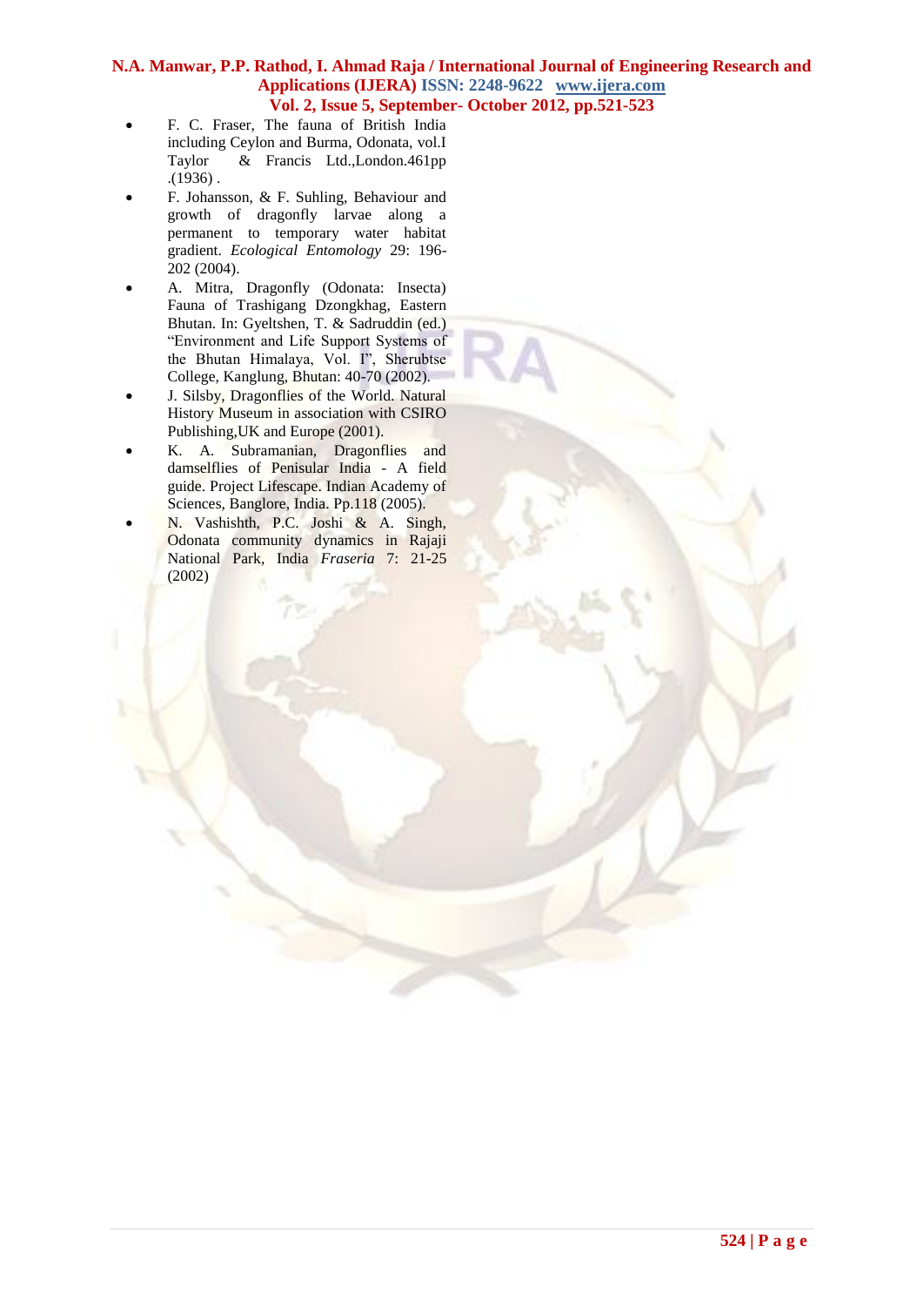- F. C. Fraser, The fauna of British India including Ceylon and Burma, Odonata, vol.I Taylor & Francis Ltd.,London.461pp .(1936) .
- F. Johansson, & F. Suhling, Behaviour and growth of dragonfly larvae along a permanent to temporary water habitat gradient. *Ecological Entomology* 29: 196-202 (2004).
- A. Mitra, Dragonfly (Odonata: Insecta) Fauna of Trashigang Dzongkhag, Eastern Bhutan. In: Gyeltshen, T. & Sadruddin (ed.) "Environment and Life Support Systems of the Bhutan Himalaya, Vol. I", Sherubtse College, Kanglung, Bhutan: 40-70 (2002).
- J. Silsby, Dragonflies of the World. Natural History Museum in association with CSIRO Publishing,UK and Europe (2001).
- K. A. Subramanian, Dragonflies and damselflies of Penisular India - A field guide. Project Lifescape. Indian Academy of Sciences, Banglore, India. Pp.118 (2005).
- N. Vashishth, P.C. Joshi & A. Singh, Odonata community dynamics in Rajaji National Park, India *Fraseria* 7: 21-25 (2002)